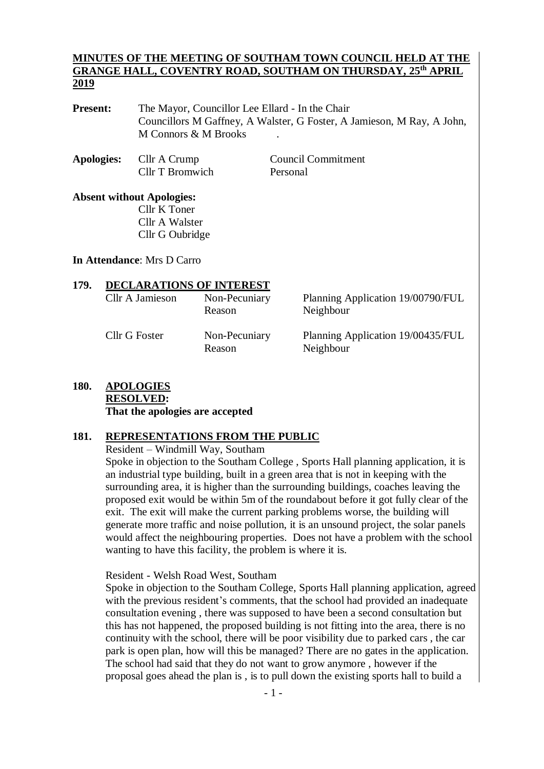# MINUTES OF THE MEETING OF SOUTHAM TOWN COUNCIL HELD AT THE GRANGE HALL, COVENTRY ROAD, SOUTHAM ON THURSDAY, 25th APRIL 2019

**Present:** The Mayor, Councillor Lee Ellard - In the Chair
Councillors M Gaffney, A Walster, G Foster, A Jamieson, M Ray, A John, M Connors & M Brooks .

| **Apologies:** | Cllr A Crump | Council Commitment |
|---|---|---|
| | Cllr T Bromwich | Personal |

**Absent without Apologies:**
Cllr K Toner
Cllr A Walster
Cllr G Oubridge

**In Attendance**: Mrs D Carro

## 179. DECLARATIONS OF INTEREST

| Cllr A Jamieson | Non-Pecuniary Reason | Planning Application 19/00790/FUL Neighbour |
|---|---|---|
| Cllr G Foster | Non-Pecuniary Reason | Planning Application 19/00435/FUL Neighbour |

## 180. APOLOGIES

**RESOLVED:**
**That the apologies are accepted**

## 181. REPRESENTATIONS FROM THE PUBLIC

Resident – Windmill Way, Southam

Spoke in objection to the Southam College , Sports Hall planning application, it is an industrial type building, built in a green area that is not in keeping with the surrounding area, it is higher than the surrounding buildings, coaches leaving the proposed exit would be within 5m of the roundabout before it got fully clear of the exit. The exit will make the current parking problems worse, the building will generate more traffic and noise pollution, it is an unsound project, the solar panels would affect the neighbouring properties. Does not have a problem with the school wanting to have this facility, the problem is where it is.

Resident - Welsh Road West, Southam

Spoke in objection to the Southam College, Sports Hall planning application, agreed with the previous resident's comments, that the school had provided an inadequate consultation evening , there was supposed to have been a second consultation but this has not happened, the proposed building is not fitting into the area, there is no continuity with the school, there will be poor visibility due to parked cars , the car park is open plan, how will this be managed? There are no gates in the application. The school had said that they do not want to grow anymore , however if the proposal goes ahead the plan is , is to pull down the existing sports hall to build a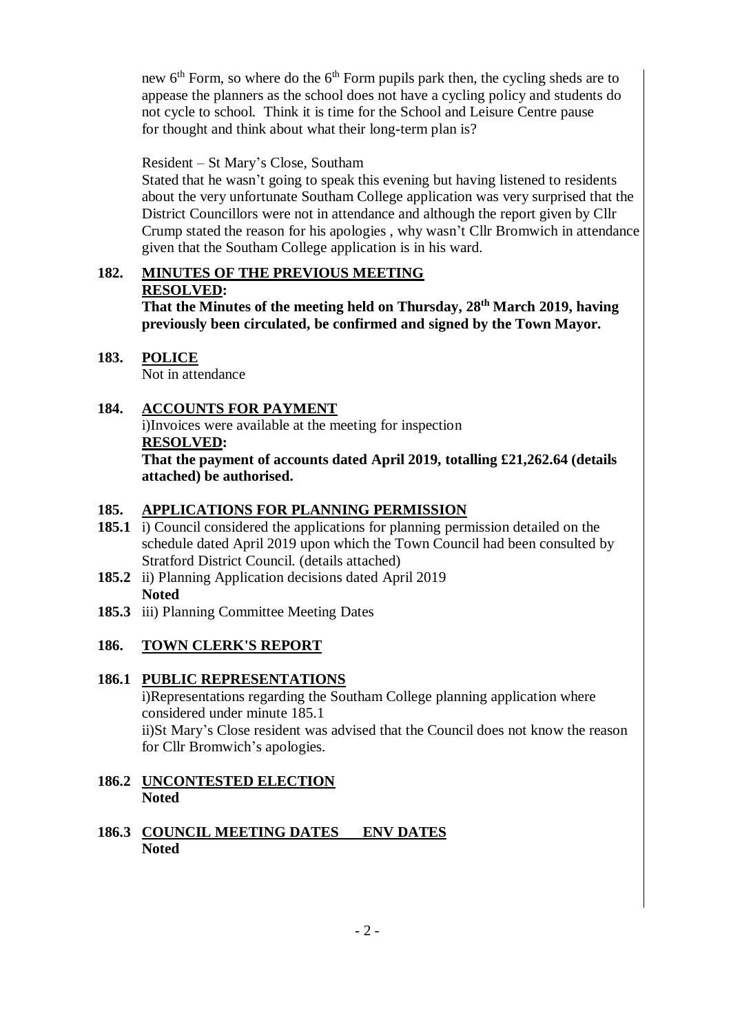new 6th Form, so where do the 6th Form pupils park then, the cycling sheds are to appease the planners as the school does not have a cycling policy and students do not cycle to school. Think it is time for the School and Leisure Centre pause for thought and think about what their long-term plan is?

Resident – St Mary's Close, Southam

Stated that he wasn't going to speak this evening but having listened to residents about the very unfortunate Southam College application was very surprised that the District Councillors were not in attendance and although the report given by Cllr Crump stated the reason for his apologies , why wasn't Cllr Bromwich in attendance given that the Southam College application is in his ward.

## 182. MINUTES OF THE PREVIOUS MEETING

**RESOLVED:**

**That the Minutes of the meeting held on Thursday, 28th March 2019, having previously been circulated, be confirmed and signed by the Town Mayor.**

## 183. POLICE

Not in attendance

## 184. ACCOUNTS FOR PAYMENT

i)Invoices were available at the meeting for inspection

**RESOLVED:**

**That the payment of accounts dated April 2019, totalling £21,262.64 (details attached) be authorised.**

## 185. APPLICATIONS FOR PLANNING PERMISSION

**185.1** i) Council considered the applications for planning permission detailed on the schedule dated April 2019 upon which the Town Council had been consulted by Stratford District Council. (details attached)

**185.2** ii) Planning Application decisions dated April 2019
**Noted**

**185.3** iii) Planning Committee Meeting Dates

## 186. TOWN CLERK'S REPORT

### 186.1 PUBLIC REPRESENTATIONS

i)Representations regarding the Southam College planning application where considered under minute 185.1

ii)St Mary's Close resident was advised that the Council does not know the reason for Cllr Bromwich's apologies.

### 186.2 UNCONTESTED ELECTION

**Noted**

### 186.3 COUNCIL MEETING DATES ENV DATES

**Noted**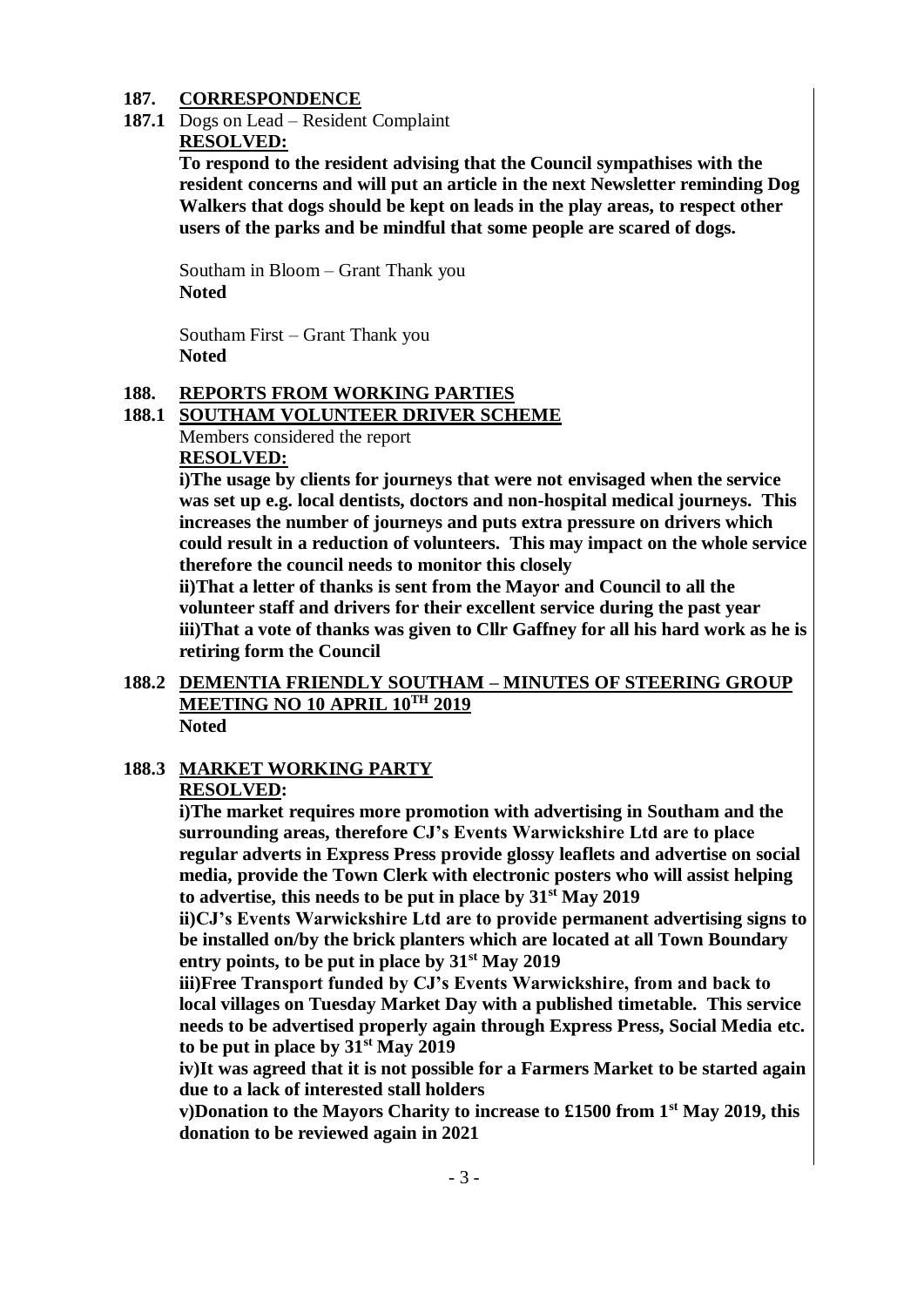## 187. CORRESPONDENCE

**187.1** Dogs on Lead – Resident Complaint

**RESOLVED:**

**To respond to the resident advising that the Council sympathises with the resident concerns and will put an article in the next Newsletter reminding Dog Walkers that dogs should be kept on leads in the play areas, to respect other users of the parks and be mindful that some people are scared of dogs.**

Southam in Bloom – Grant Thank you
**Noted**

Southam First – Grant Thank you
**Noted**

## 188. REPORTS FROM WORKING PARTIES

### 188.1 SOUTHAM VOLUNTEER DRIVER SCHEME

Members considered the report

**RESOLVED:**

**i)The usage by clients for journeys that were not envisaged when the service was set up e.g. local dentists, doctors and non-hospital medical journeys. This increases the number of journeys and puts extra pressure on drivers which could result in a reduction of volunteers. This may impact on the whole service therefore the council needs to monitor this closely**

**ii)That a letter of thanks is sent from the Mayor and Council to all the volunteer staff and drivers for their excellent service during the past year**

**iii)That a vote of thanks was given to Cllr Gaffney for all his hard work as he is retiring form the Council**

### 188.2 DEMENTIA FRIENDLY SOUTHAM – MINUTES OF STEERING GROUP MEETING NO 10 APRIL 10TH 2019

**Noted**

### 188.3 MARKET WORKING PARTY

**RESOLVED:**

**i)The market requires more promotion with advertising in Southam and the surrounding areas, therefore CJ's Events Warwickshire Ltd are to place regular adverts in Express Press provide glossy leaflets and advertise on social media, provide the Town Clerk with electronic posters who will assist helping to advertise, this needs to be put in place by 31st May 2019**

**ii)CJ's Events Warwickshire Ltd are to provide permanent advertising signs to be installed on/by the brick planters which are located at all Town Boundary entry points, to be put in place by 31st May 2019**

**iii)Free Transport funded by CJ's Events Warwickshire, from and back to local villages on Tuesday Market Day with a published timetable. This service needs to be advertised properly again through Express Press, Social Media etc. to be put in place by 31st May 2019**

**iv)It was agreed that it is not possible for a Farmers Market to be started again due to a lack of interested stall holders**

**v)Donation to the Mayors Charity to increase to £1500 from 1st May 2019, this donation to be reviewed again in 2021**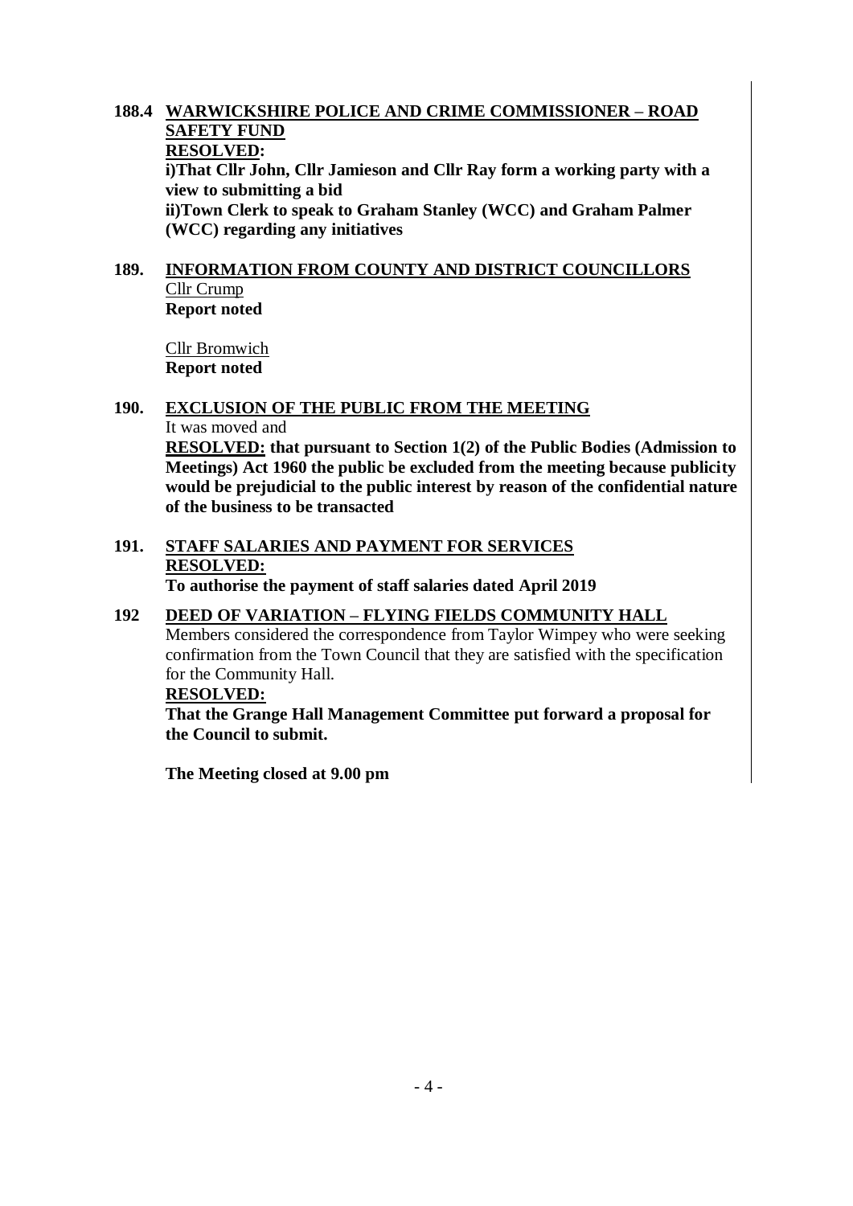**188.4 <u>WARWICKSHIRE POLICE AND CRIME COMMISSIONER – ROAD SAFETY FUND</u>**

**<u>RESOLVED</u>:**

**i)That Cllr John, Cllr Jamieson and Cllr Ray form a working party with a view to submitting a bid**

**ii)Town Clerk to speak to Graham Stanley (WCC) and Graham Palmer (WCC) regarding any initiatives**

**189. <u>INFORMATION FROM COUNTY AND DISTRICT COUNCILLORS</u>**

<u>Cllr Crump</u>

**Report noted**

<u>Cllr Bromwich</u>

**Report noted**

**190. <u>EXCLUSION OF THE PUBLIC FROM THE MEETING</u>**

It was moved and

**<u>RESOLVED:</u> that pursuant to Section 1(2) of the Public Bodies (Admission to Meetings) Act 1960 the public be excluded from the meeting because publicity would be prejudicial to the public interest by reason of the confidential nature of the business to be transacted**

**191. <u>STAFF SALARIES AND PAYMENT FOR SERVICES</u>**

**<u>RESOLVED:</u>**

**To authorise the payment of staff salaries dated April 2019**

**192 <u>DEED OF VARIATION – FLYING FIELDS COMMUNITY HALL</u>**

Members considered the correspondence from Taylor Wimpey who were seeking confirmation from the Town Council that they are satisfied with the specification for the Community Hall.

**<u>RESOLVED:</u>**

**That the Grange Hall Management Committee put forward a proposal for the Council to submit.**

**The Meeting closed at 9.00 pm**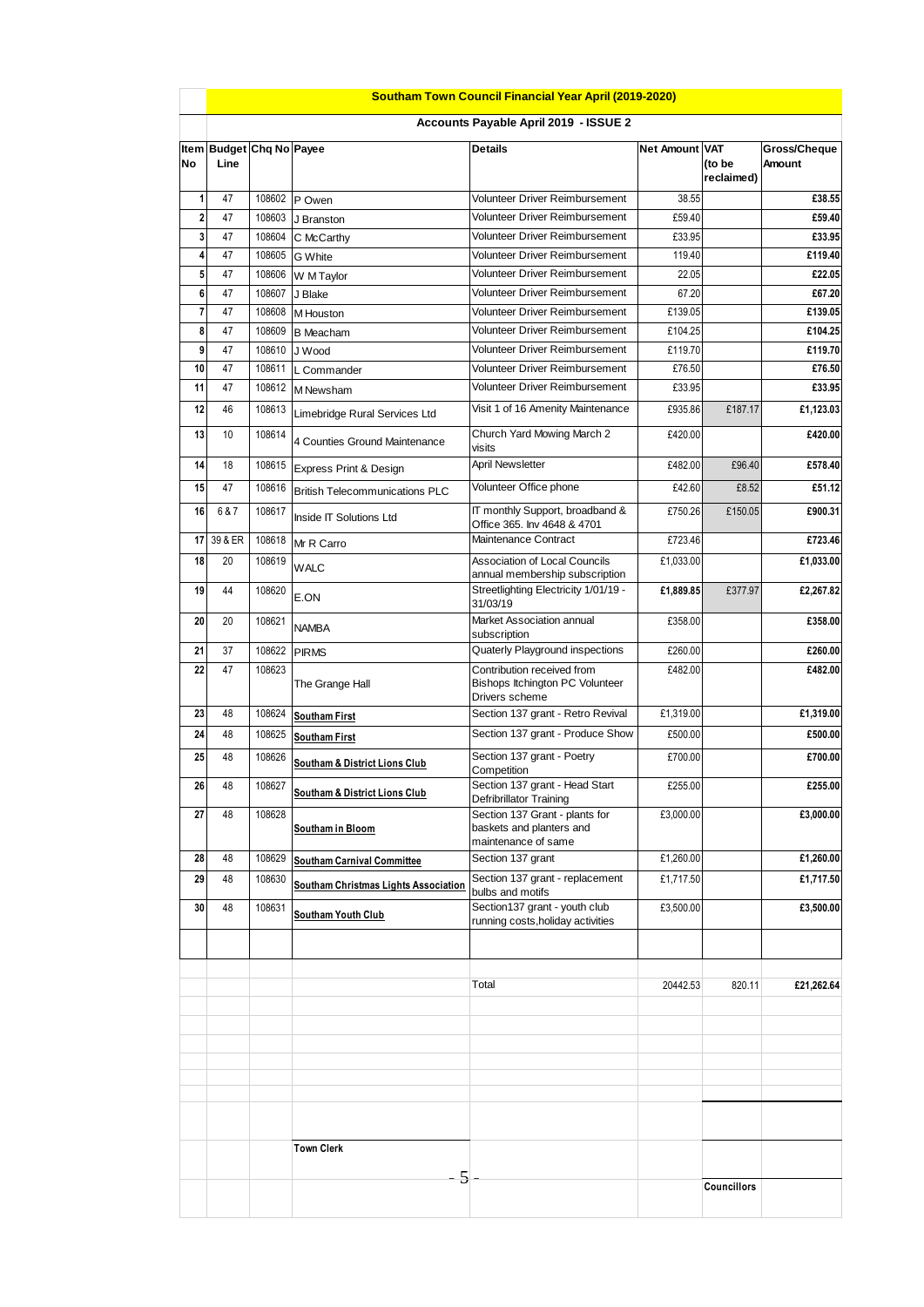## Southam Town Council Financial Year April (2019-2020)

### Accounts Payable April 2019 - ISSUE 2

| Item No | Budget Line | Chq No | Payee | Details | Net Amount | VAT (to be reclaimed) | Gross/Cheque Amount |
|---|---|---|---|---|---|---|---|
| 1 | 47 | 108602 | P Owen | Volunteer Driver Reimbursement | 38.55 | | £38.55 |
| 2 | 47 | 108603 | J Branston | Volunteer Driver Reimbursement | £59.40 | | £59.40 |
| 3 | 47 | 108604 | C McCarthy | Volunteer Driver Reimbursement | £33.95 | | £33.95 |
| 4 | 47 | 108605 | G White | Volunteer Driver Reimbursement | 119.40 | | £119.40 |
| 5 | 47 | 108606 | W M Taylor | Volunteer Driver Reimbursement | 22.05 | | £22.05 |
| 6 | 47 | 108607 | J Blake | Volunteer Driver Reimbursement | 67.20 | | £67.20 |
| 7 | 47 | 108608 | M Houston | Volunteer Driver Reimbursement | £139.05 | | £139.05 |
| 8 | 47 | 108609 | B Meacham | Volunteer Driver Reimbursement | £104.25 | | £104.25 |
| 9 | 47 | 108610 | J Wood | Volunteer Driver Reimbursement | £119.70 | | £119.70 |
| 10 | 47 | 108611 | L Commander | Volunteer Driver Reimbursement | £76.50 | | £76.50 |
| 11 | 47 | 108612 | M Newsham | Volunteer Driver Reimbursement | £33.95 | | £33.95 |
| 12 | 46 | 108613 | Limebridge Rural Services Ltd | Visit 1 of 16 Amenity Maintenance | £935.86 | £187.17 | £1,123.03 |
| 13 | 10 | 108614 | 4 Counties Ground Maintenance | Church Yard Mowing March 2 visits | £420.00 | | £420.00 |
| 14 | 18 | 108615 | Express Print & Design | April Newsletter | £482.00 | £96.40 | £578.40 |
| 15 | 47 | 108616 | British Telecommunications PLC | Volunteer Office phone | £42.60 | £8.52 | £51.12 |
| 16 | 6 & 7 | 108617 | Inside IT Solutions Ltd | IT monthly Support, broadband & Office 365. Inv 4648 & 4701 | £750.26 | £150.05 | £900.31 |
| 17 | 39 & ER | 108618 | Mr R Carro | Maintenance Contract | £723.46 | | £723.46 |
| 18 | 20 | 108619 | WALC | Association of Local Councils annual membership subscription | £1,033.00 | | £1,033.00 |
| 19 | 44 | 108620 | E.ON | Streetlighting Electricity 1/01/19 - 31/03/19 | £1,889.85 | £377.97 | £2,267.82 |
| 20 | 20 | 108621 | NAMBA | Market Association annual subscription | £358.00 | | £358.00 |
| 21 | 37 | 108622 | PIRMS | Quaterly Playground inspections | £260.00 | | £260.00 |
| 22 | 47 | 108623 | The Grange Hall | Contribution received from Bishops Itchington PC Volunteer Drivers scheme | £482.00 | | £482.00 |
| 23 | 48 | 108624 | Southam First | Section 137 grant - Retro Revival | £1,319.00 | | £1,319.00 |
| 24 | 48 | 108625 | Southam First | Section 137 grant - Produce Show | £500.00 | | £500.00 |
| 25 | 48 | 108626 | Southam & District Lions Club | Section 137 grant - Poetry Competition | £700.00 | | £700.00 |
| 26 | 48 | 108627 | Southam & District Lions Club | Section 137 grant - Head Start Defribrillator Training | £255.00 | | £255.00 |
| 27 | 48 | 108628 | Southam in Bloom | Section 137 Grant - plants for baskets and planters and maintenance of same | £3,000.00 | | £3,000.00 |
| 28 | 48 | 108629 | Southam Carnival Committee | Section 137 grant | £1,260.00 | | £1,260.00 |
| 29 | 48 | 108630 | Southam Christmas Lights Association | Section 137 grant - replacement bulbs and motifs | £1,717.50 | | £1,717.50 |
| 30 | 48 | 108631 | Southam Youth Club | Section137 grant - youth club running costs,holiday activities | £3,500.00 | | £3,500.00 |
| | | | | Total | 20442.53 | 820.11 | £21,262.64 |

**Town Clerk**

**Councillors**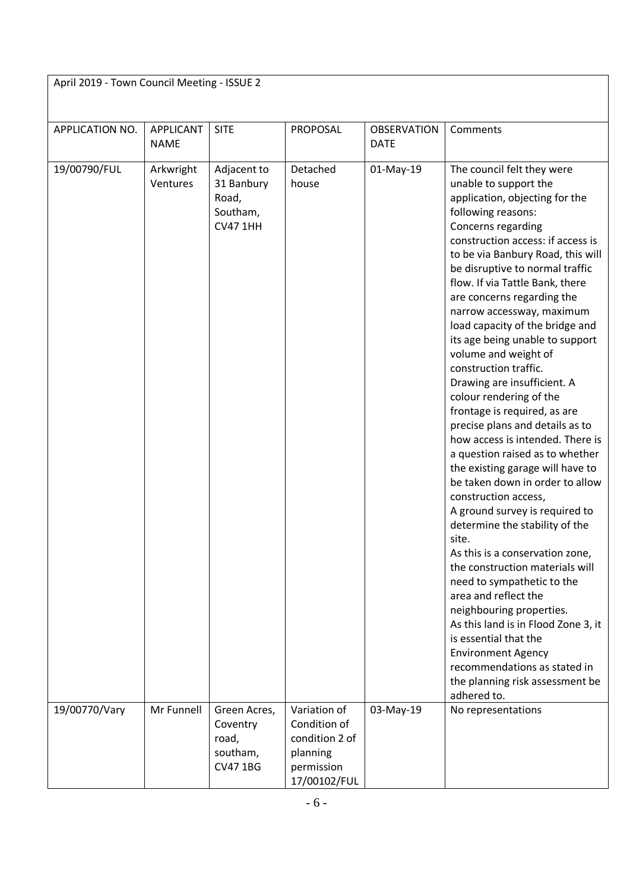April 2019 - Town Council Meeting - ISSUE 2

| APPLICATION NO. | APPLICANT NAME | SITE | PROPOSAL | OBSERVATION DATE | Comments |
|---|---|---|---|---|---|
| 19/00790/FUL | Arkwright Ventures | Adjacent to 31 Banbury Road, Southam, CV47 1HH | Detached house | 01-May-19 | The council felt they were unable to support the application, objecting for the following reasons:<br>Concerns regarding construction access: if access is to be via Banbury Road, this will be disruptive to normal traffic flow. If via Tattle Bank, there are concerns regarding the narrow accessway, maximum load capacity of the bridge and its age being unable to support volume and weight of construction traffic.<br>Drawing are insufficient. A colour rendering of the frontage is required, as are precise plans and details as to how access is intended. There is a question raised as to whether the existing garage will have to be taken down in order to allow construction access,<br>A ground survey is required to determine the stability of the site.<br>As this is a conservation zone, the construction materials will need to sympathetic to the area and reflect the neighbouring properties.<br>As this land is in Flood Zone 3, it is essential that the Environment Agency recommendations as stated in the planning risk assessment be adhered to. |
| 19/00770/Vary | Mr Funnell | Green Acres, Coventry road, southam, CV47 1BG | Variation of Condition of condition 2 of planning permission 17/00102/FUL | 03-May-19 | No representations |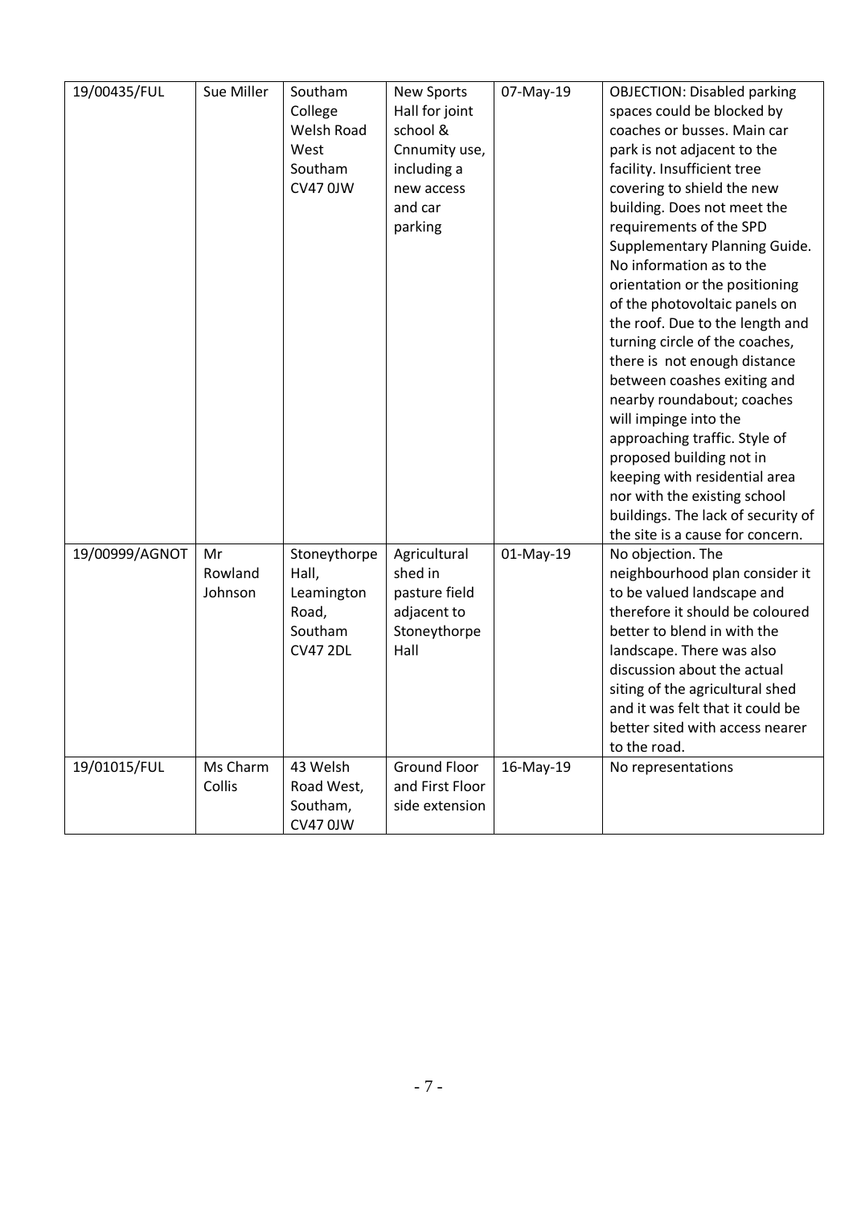| | | | | | |
|---|---|---|---|---|---|
| 19/00435/FUL | Sue Miller | Southam College Welsh Road West Southam CV47 0JW | New Sports Hall for joint school & Cnnumity use, including a new access and car parking | 07-May-19 | OBJECTION: Disabled parking spaces could be blocked by coaches or busses. Main car park is not adjacent to the facility. Insufficient tree covering to shield the new building. Does not meet the requirements of the SPD Supplementary Planning Guide. No information as to the orientation or the positioning of the photovoltaic panels on the roof. Due to the length and turning circle of the coaches, there is not enough distance between coashes exiting and nearby roundabout; coaches will impinge into the approaching traffic. Style of proposed building not in keeping with residential area nor with the existing school buildings. The lack of security of the site is a cause for concern. |
| 19/00999/AGNOT | Mr Rowland Johnson | Stoneythorpe Hall, Leamington Road, Southam CV47 2DL | Agricultural shed in pasture field adjacent to Stoneythorpe Hall | 01-May-19 | No objection. The neighbourhood plan consider it to be valued landscape and therefore it should be coloured better to blend in with the landscape. There was also discussion about the actual siting of the agricultural shed and it was felt that it could be better sited with access nearer to the road. |
| 19/01015/FUL | Ms Charm Collis | 43 Welsh Road West, Southam, CV47 0JW | Ground Floor and First Floor side extension | 16-May-19 | No representations |